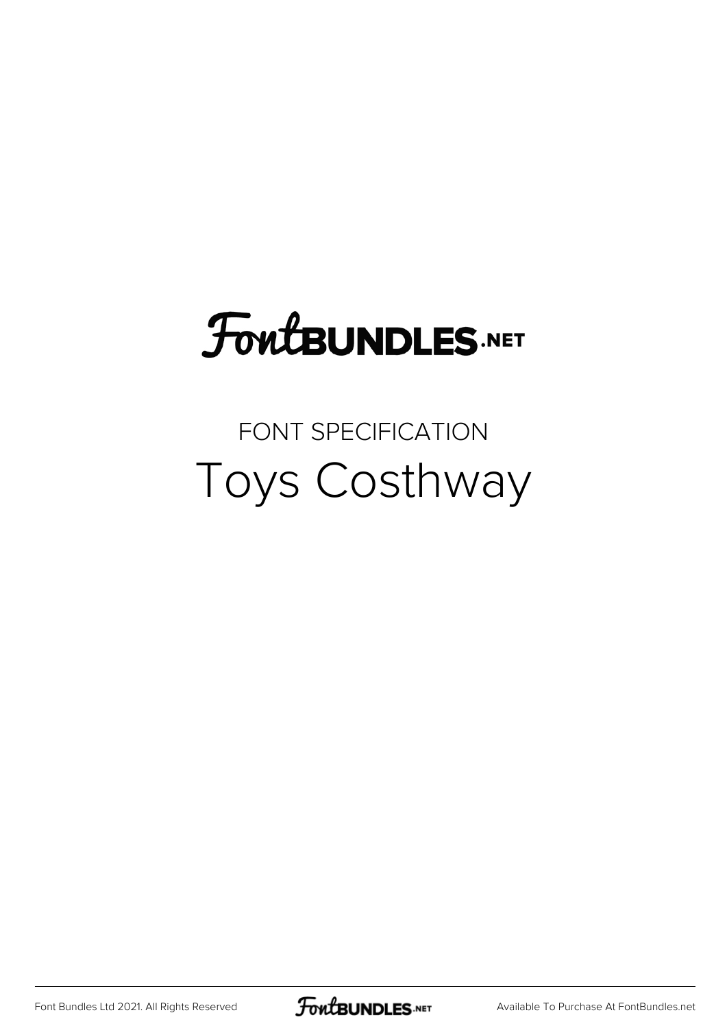# FontBUNDLES.NET

## FONT SPECIFICATION

# Toys Costhway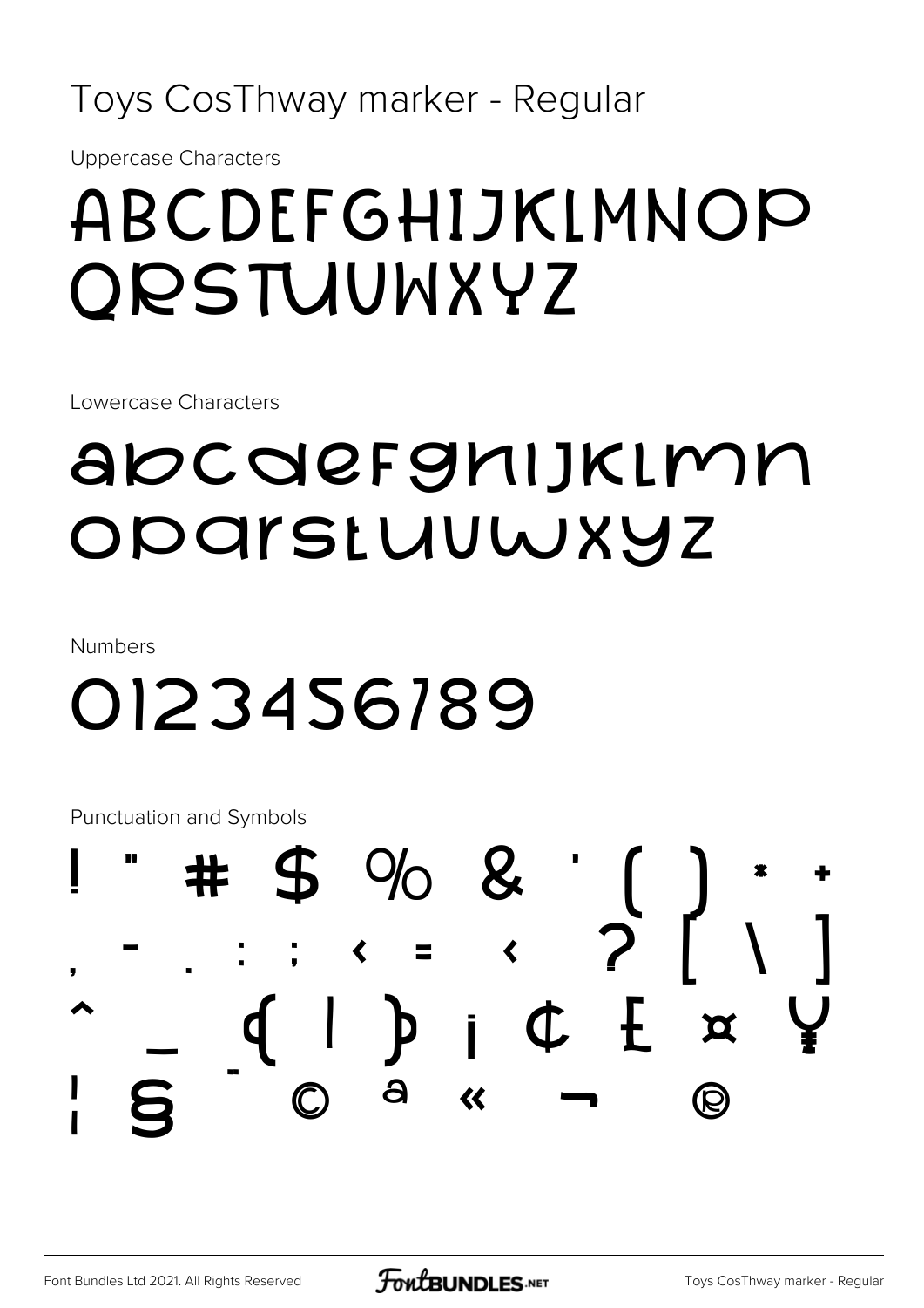# Toys CosThway marker - Regular

Uppercase Characters

ABCDEFGHIJKLMNOP
QRSTUVWXYZ

Lowercase Characters

abcdefghijklmn
opqrstuvwxyz

Numbers

0123456789

Punctuation and Symbols

! " # $ % & ' ( ) * +
, - . : ; < = > ? [ \ ]
^ _ { | } ¡ ¢ £ ¤ ¥
¦ § ¨ © ª « ¬ ®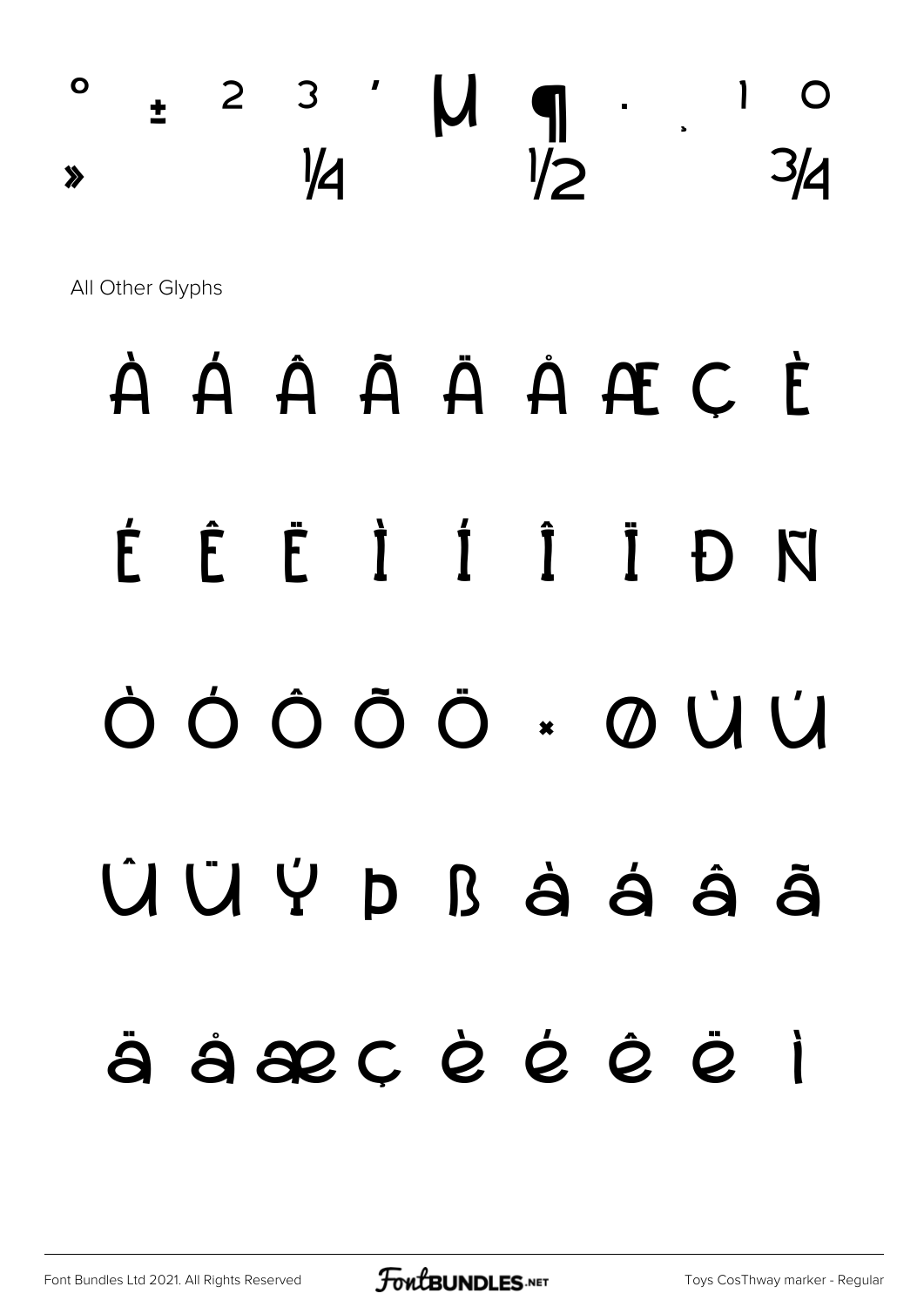° ± ² ³ ´ µ ¶ · ¸ ¹ º
» ¼ ½ ¾

All Other Glyphs

À Á Â Ã Ä Å Æ Ç È

É Ê Ë Ì Í Î Ï Ð Ñ

Ò Ó Ô Õ Ö × Ø Ù Ú

Û Ü Ý Þ ß à á â ã

ä å æ ç è é ê ë ì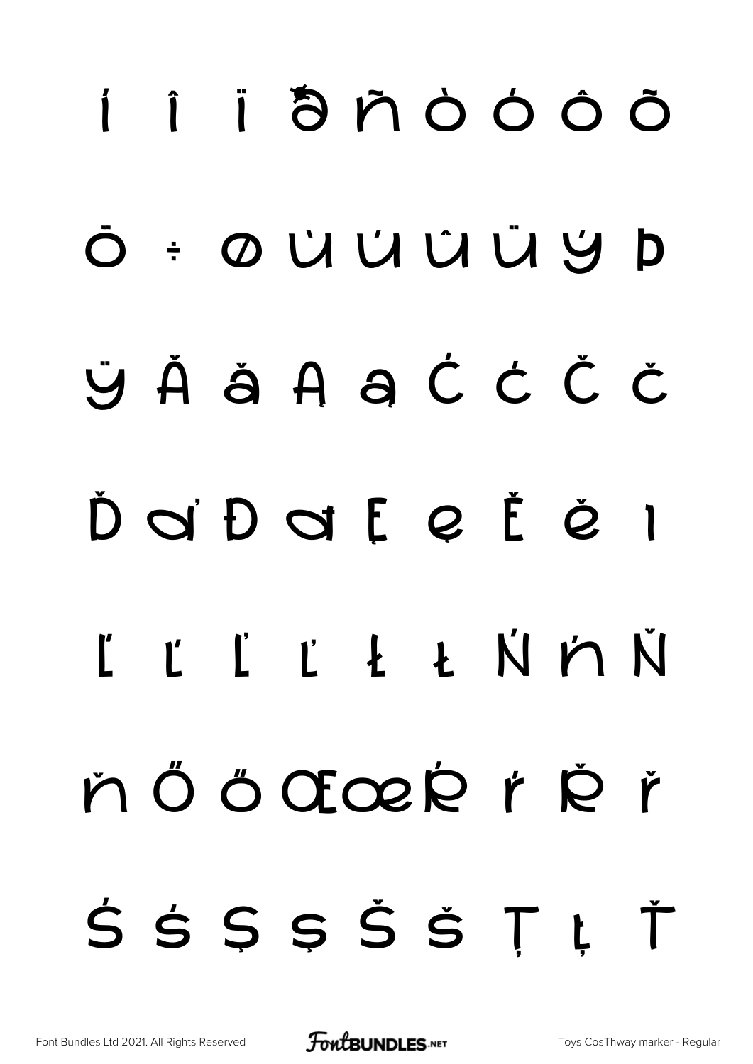í î ï ð ñ ò ó ô õ

ö ÷ ø ù ú û ü ý þ

ÿ Ă ă Ą ą Ć ć Č č

Ď ď Đ đ Ę ę Ě ě ı

Ĺ ĺ Ľ ľ Ł ł Ń ń Ň

ň Ő ő Œ œ Ŕ ŕ Ř ř

Ś ś Ş ş Š š Ţ ţ Ť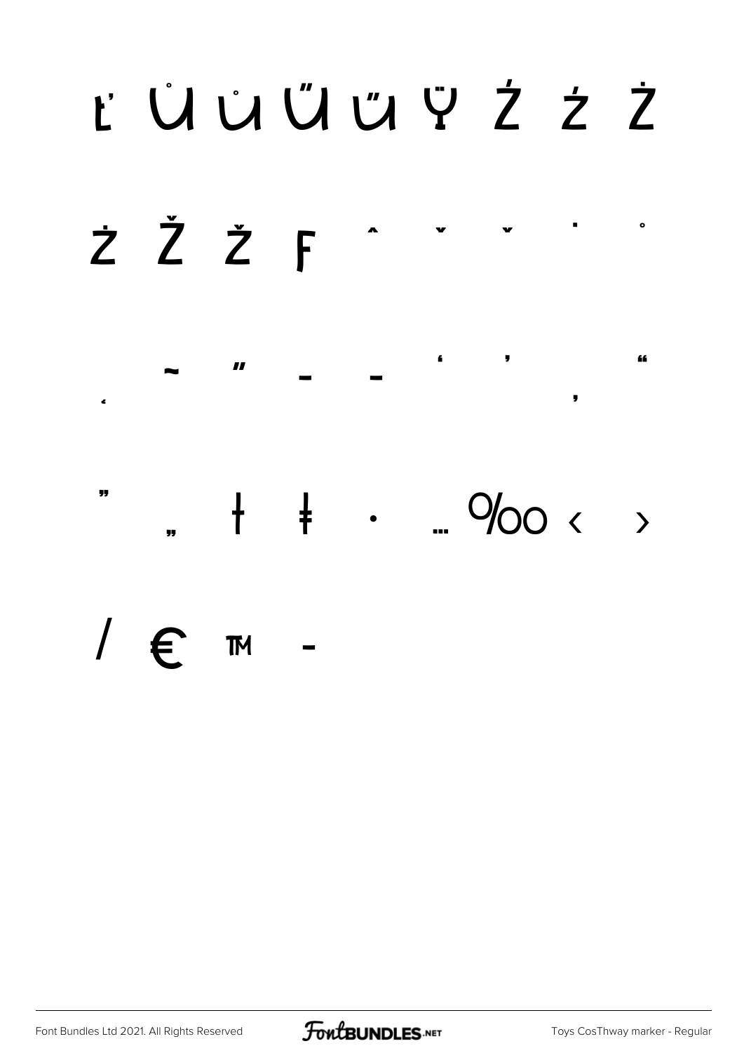ť Ů ů Ű ű Ÿ Ź ź Ż

ż Ž ž ƒ ˆ ˇ ˇ ˙ ˚

˛ ˜ ˝ – — ' ' ‚ "

" „ † ‡ • … ‰ ‹ ›

⁄ € ™ -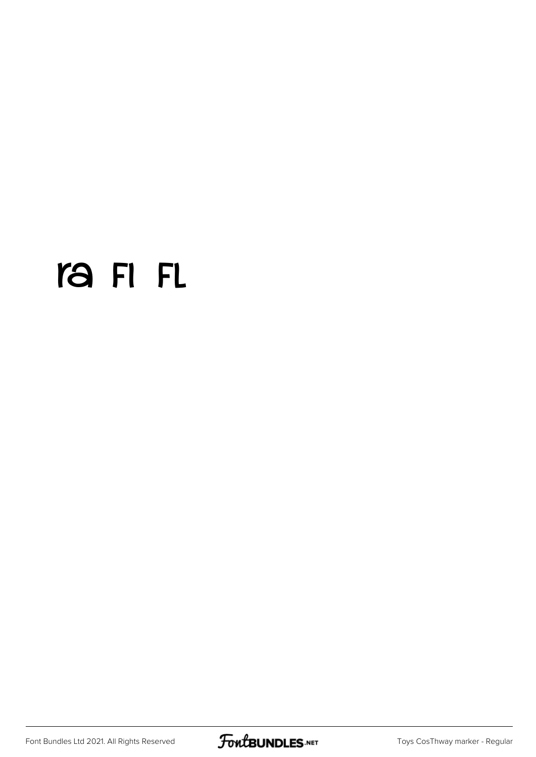ra FI FL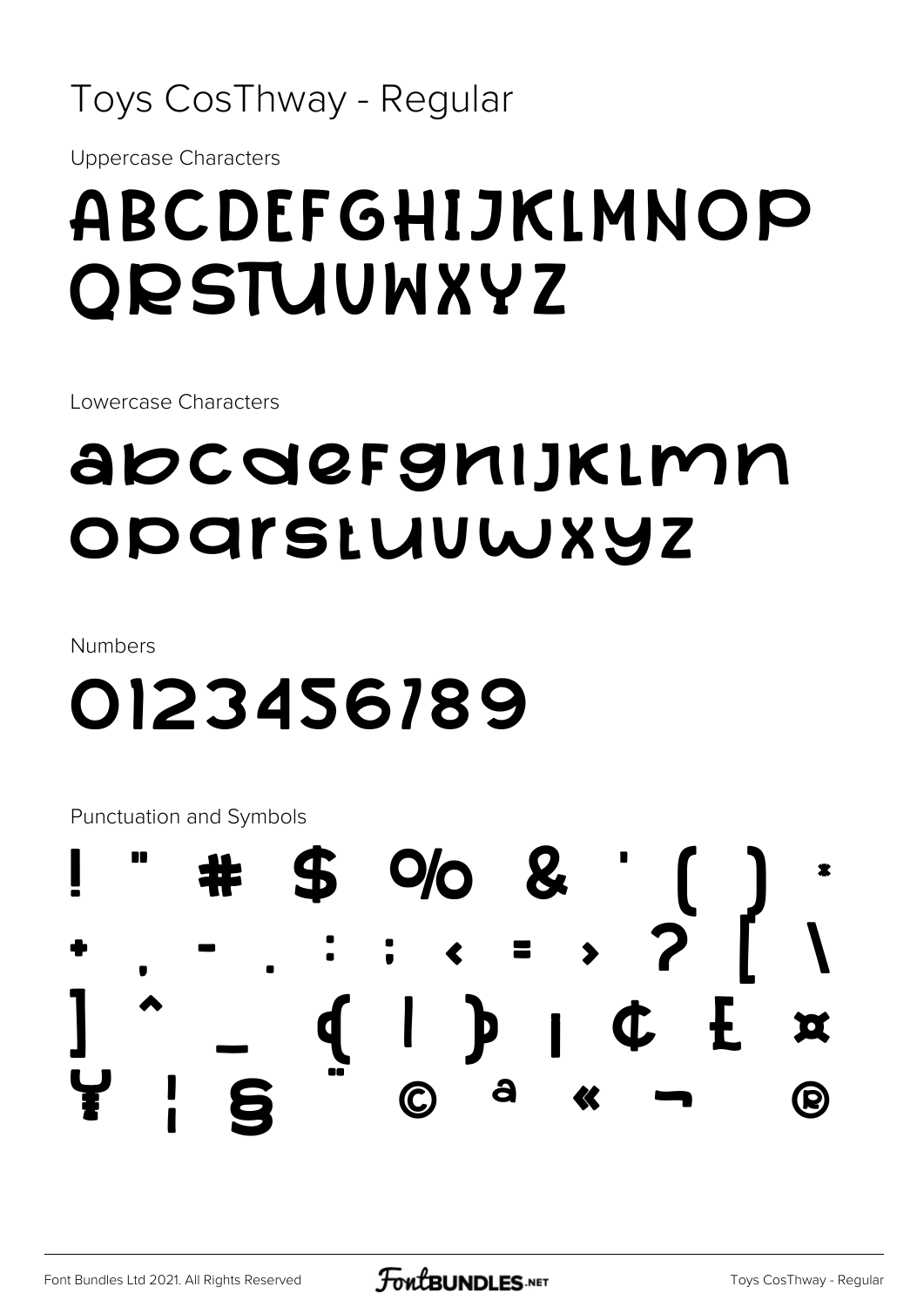# Toys CosThway - Regular

Uppercase Characters

ABCDEFGHIJKLMNOP
QRSTUVWXYZ

Lowercase Characters

abcdefghijklmn
opqrstuvwxyz

Numbers

0123456789

Punctuation and Symbols

! " # $ % & ' ( ) *
+ , - . : ; < = > ? [ \
] ^ _ { | } ¡ ¢ £ ¤
¥ ¦ § ¨ © ª « ¬ ®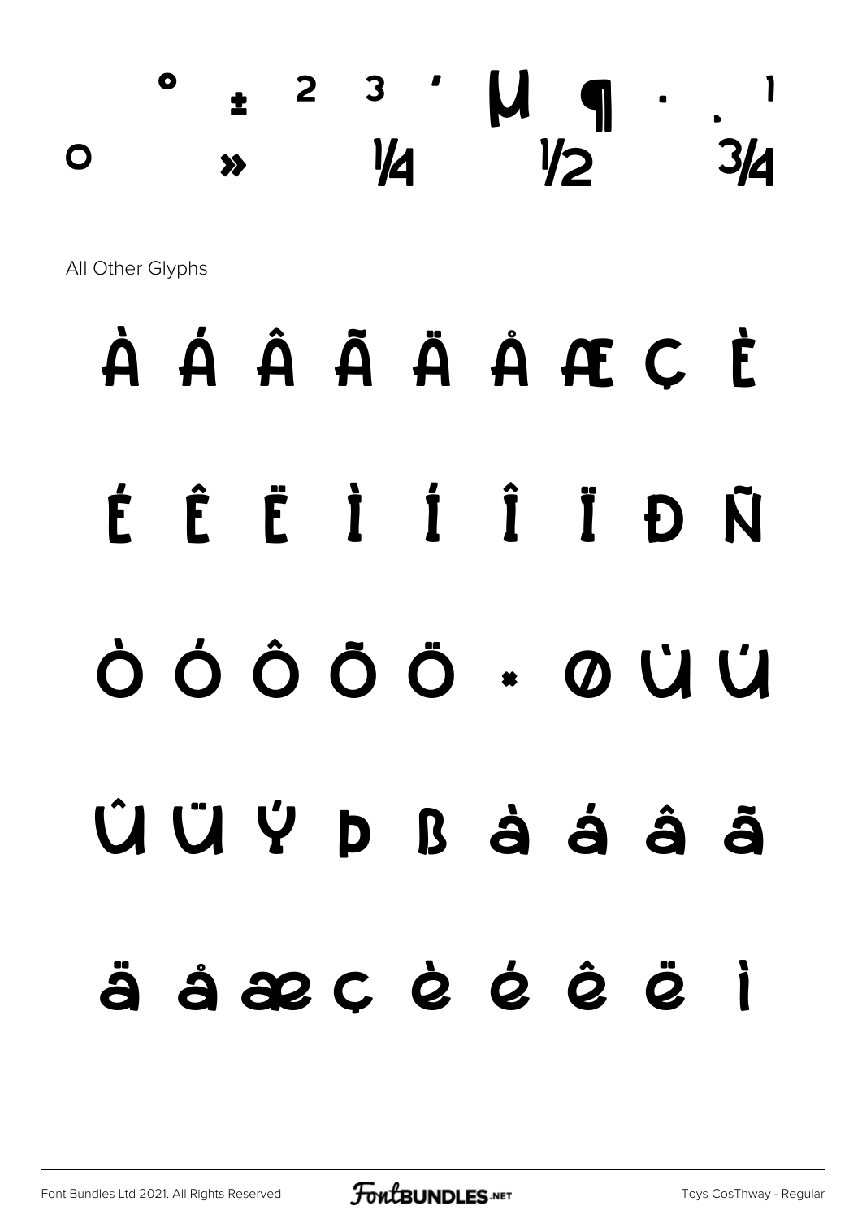° ± ² ³ ´ µ ¶ · ¸ ¹
º » ¼ ½ ¾

All Other Glyphs

À Á Â Ã Ä Å Æ Ç È

É Ê Ë Ì Í Î Ï Ð Ñ

Ò Ó Ô Õ Ö × Ø Ù Ú

Û Ü Ý Þ ß à á â ã

ä å æ ç è é ê ë ì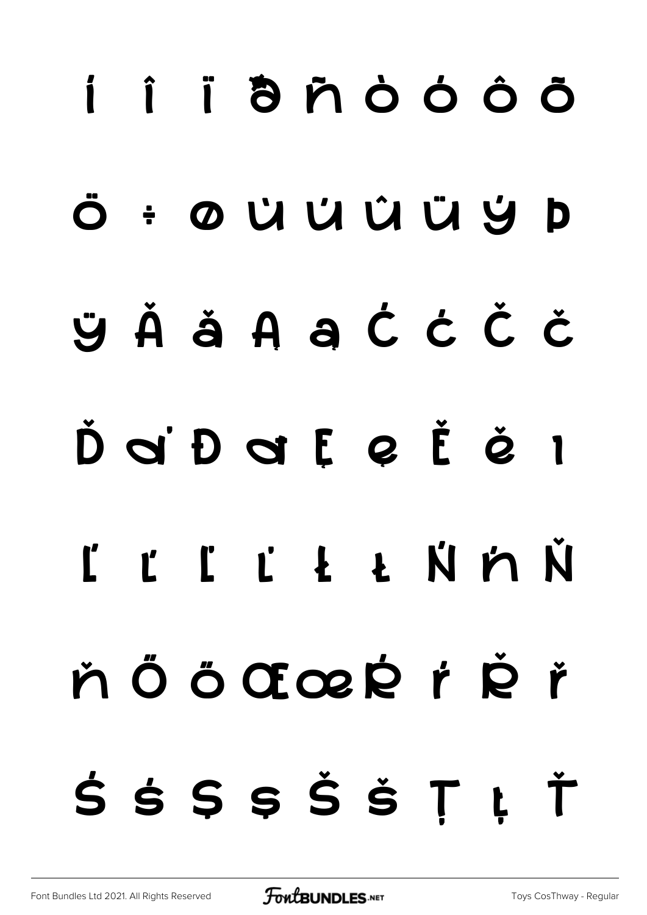í î ï ð ñ ò ó ô õ

ö ÷ ø ù ú û ü ý þ

ÿ Ă ă Ą ą Ć ć Č č

Ď ď Đ đ Ę ę Ě ě ı

Ĺ ĺ Ľ ľ Ł ł Ń ń Ň

ň Ő ő Œ œ Ŕ ŕ Ř ř

Ś ś Ş ş Š š Ţ ţ Ť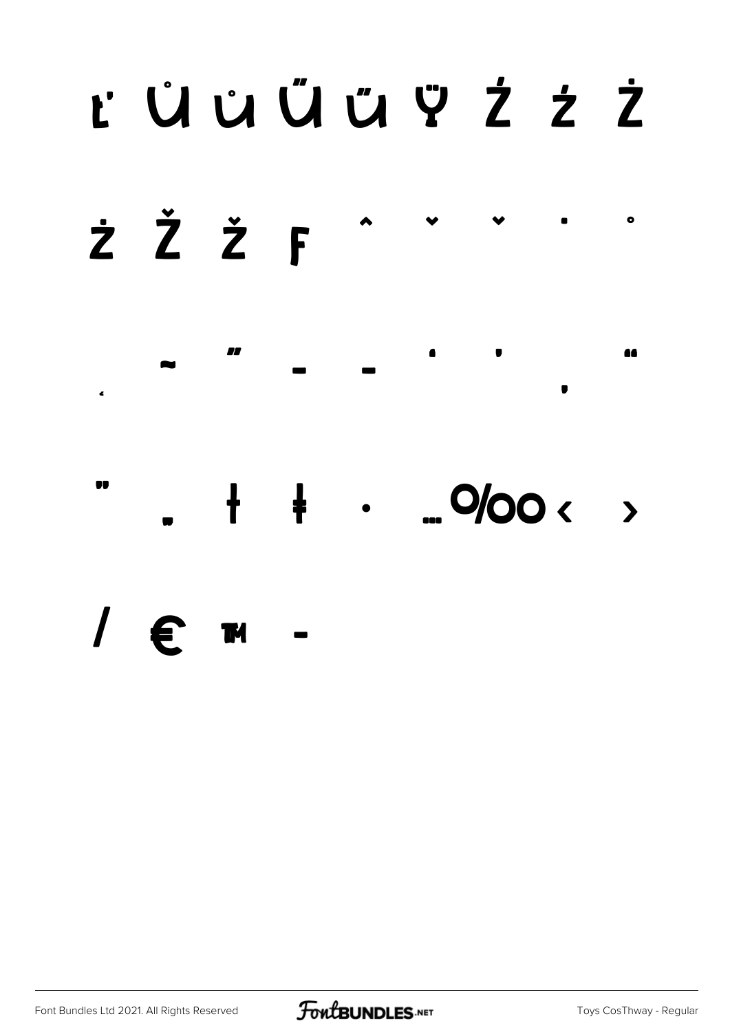ľ Ů ů Ű ű Ÿ Ź ź Ż

ż Ž ž ƒ ˆ ˇ ˘ ˙ ˚

˛ ˜ ˝ – — ‘ ’ ‚ “

” „ † ‡ • … ‰ ‹ ›

⁄ € ™ −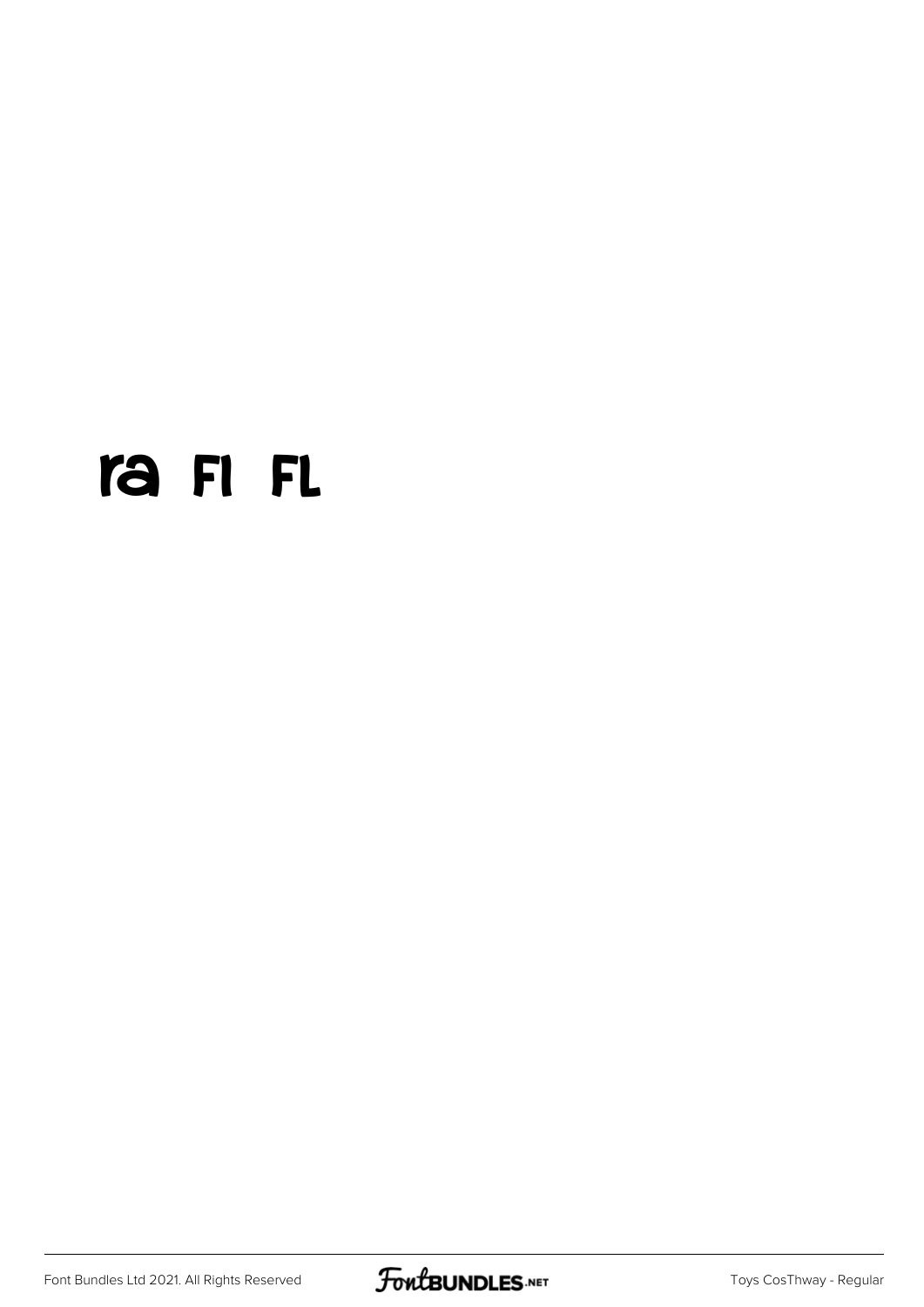ra FI FL